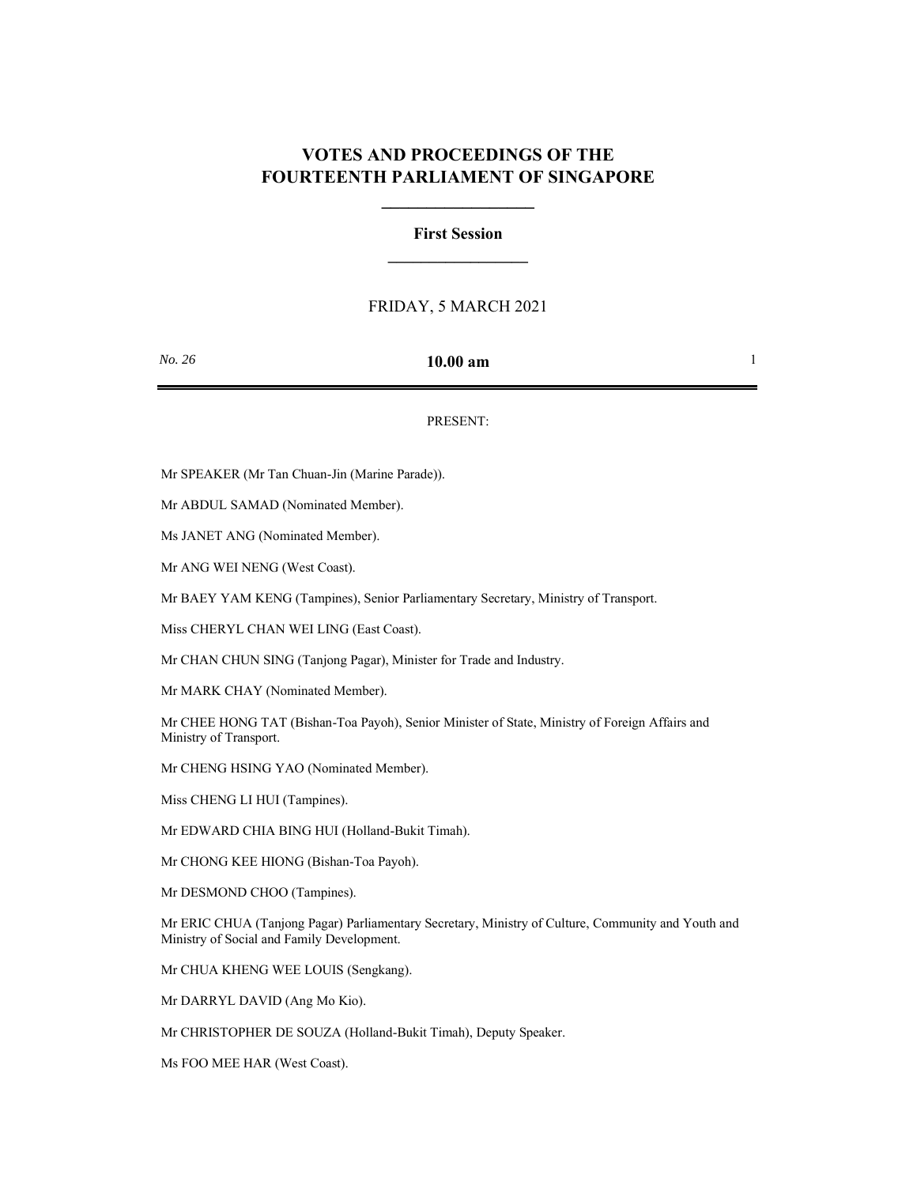# VOTES AND PROCEEDINGS OF THE FOURTEENTH PARLIAMENT OF SINGAPORE

## First Session

FRIDAY, 5 MARCH 2021

*No. 26* **10.00 am**

PRESENT:

Mr SPEAKER (Mr Tan Chuan-Jin (Marine Parade)).

Mr ABDUL SAMAD (Nominated Member).

Ms JANET ANG (Nominated Member).

Mr ANG WEI NENG (West Coast).

Mr BAEY YAM KENG (Tampines), Senior Parliamentary Secretary, Ministry of Transport.

Miss CHERYL CHAN WEI LING (East Coast).

Mr CHAN CHUN SING (Tanjong Pagar), Minister for Trade and Industry.

Mr MARK CHAY (Nominated Member).

Mr CHEE HONG TAT (Bishan-Toa Payoh), Senior Minister of State, Ministry of Foreign Affairs and Ministry of Transport.

Mr CHENG HSING YAO (Nominated Member).

Miss CHENG LI HUI (Tampines).

Mr EDWARD CHIA BING HUI (Holland-Bukit Timah).

Mr CHONG KEE HIONG (Bishan-Toa Payoh).

Mr DESMOND CHOO (Tampines).

Mr ERIC CHUA (Tanjong Pagar) Parliamentary Secretary, Ministry of Culture, Community and Youth and Ministry of Social and Family Development.

Mr CHUA KHENG WEE LOUIS (Sengkang).

Mr DARRYL DAVID (Ang Mo Kio).

Mr CHRISTOPHER DE SOUZA (Holland-Bukit Timah), Deputy Speaker.

Ms FOO MEE HAR (West Coast).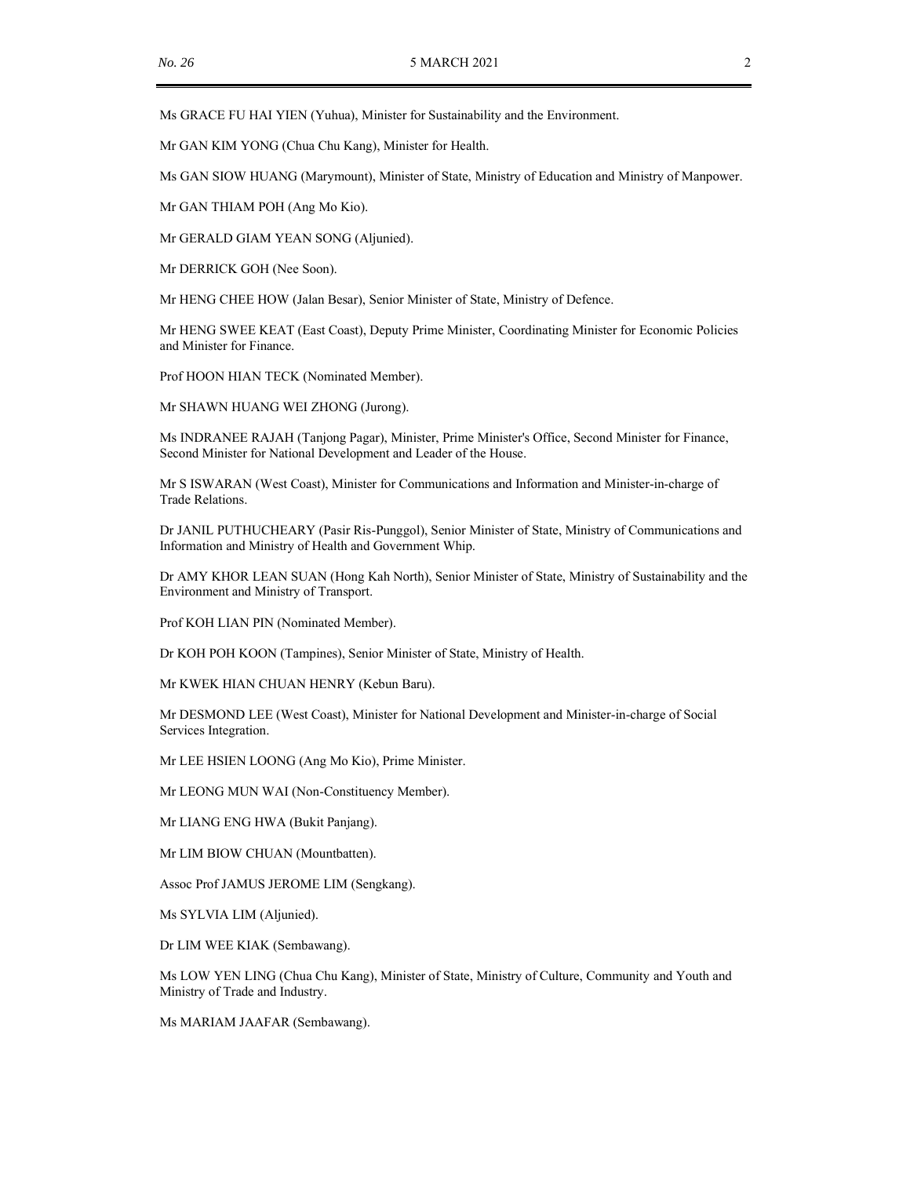Ms GRACE FU HAI YIEN (Yuhua), Minister for Sustainability and the Environment.

Mr GAN KIM YONG (Chua Chu Kang), Minister for Health.

Ms GAN SIOW HUANG (Marymount), Minister of State, Ministry of Education and Ministry of Manpower.

Mr GAN THIAM POH (Ang Mo Kio).

Mr GERALD GIAM YEAN SONG (Aljunied).

Mr DERRICK GOH (Nee Soon).

Mr HENG CHEE HOW (Jalan Besar), Senior Minister of State, Ministry of Defence.

Mr HENG SWEE KEAT (East Coast), Deputy Prime Minister, Coordinating Minister for Economic Policies and Minister for Finance.

Prof HOON HIAN TECK (Nominated Member).

Mr SHAWN HUANG WEI ZHONG (Jurong).

Ms INDRANEE RAJAH (Tanjong Pagar), Minister, Prime Minister's Office, Second Minister for Finance, Second Minister for National Development and Leader of the House.

Mr S ISWARAN (West Coast), Minister for Communications and Information and Minister-in-charge of Trade Relations.

Dr JANIL PUTHUCHEARY (Pasir Ris-Punggol), Senior Minister of State, Ministry of Communications and Information and Ministry of Health and Government Whip.

Dr AMY KHOR LEAN SUAN (Hong Kah North), Senior Minister of State, Ministry of Sustainability and the Environment and Ministry of Transport.

Prof KOH LIAN PIN (Nominated Member).

Dr KOH POH KOON (Tampines), Senior Minister of State, Ministry of Health.

Mr KWEK HIAN CHUAN HENRY (Kebun Baru).

Mr DESMOND LEE (West Coast), Minister for National Development and Minister-in-charge of Social Services Integration.

Mr LEE HSIEN LOONG (Ang Mo Kio), Prime Minister.

Mr LEONG MUN WAI (Non-Constituency Member).

Mr LIANG ENG HWA (Bukit Panjang).

Mr LIM BIOW CHUAN (Mountbatten).

Assoc Prof JAMUS JEROME LIM (Sengkang).

Ms SYLVIA LIM (Aljunied).

Dr LIM WEE KIAK (Sembawang).

Ms LOW YEN LING (Chua Chu Kang), Minister of State, Ministry of Culture, Community and Youth and Ministry of Trade and Industry.

Ms MARIAM JAAFAR (Sembawang).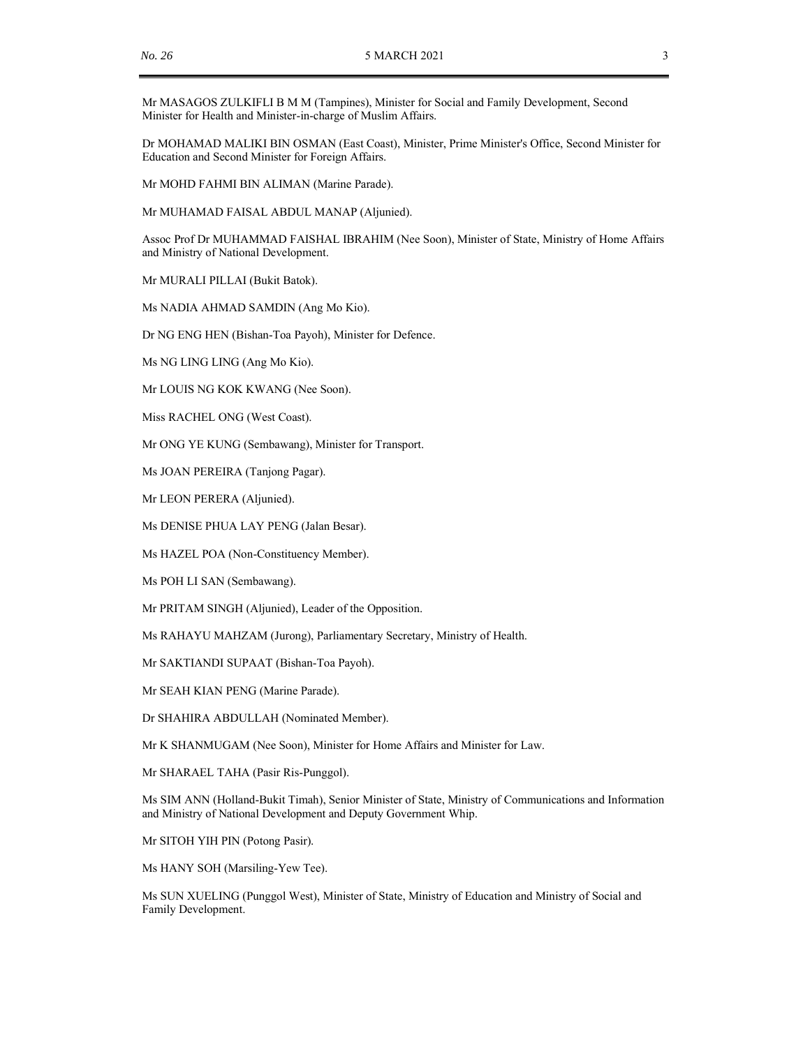Mr MASAGOS ZULKIFLI B M M (Tampines), Minister for Social and Family Development, Second Minister for Health and Minister-in-charge of Muslim Affairs.

Dr MOHAMAD MALIKI BIN OSMAN (East Coast), Minister, Prime Minister's Office, Second Minister for Education and Second Minister for Foreign Affairs.

Mr MOHD FAHMI BIN ALIMAN (Marine Parade).

Mr MUHAMAD FAISAL ABDUL MANAP (Aljunied).

Assoc Prof Dr MUHAMMAD FAISHAL IBRAHIM (Nee Soon), Minister of State, Ministry of Home Affairs and Ministry of National Development.

Mr MURALI PILLAI (Bukit Batok).

Ms NADIA AHMAD SAMDIN (Ang Mo Kio).

Dr NG ENG HEN (Bishan-Toa Payoh), Minister for Defence.

Ms NG LING LING (Ang Mo Kio).

Mr LOUIS NG KOK KWANG (Nee Soon).

Miss RACHEL ONG (West Coast).

Mr ONG YE KUNG (Sembawang), Minister for Transport.

Ms JOAN PEREIRA (Tanjong Pagar).

Mr LEON PERERA (Aljunied).

Ms DENISE PHUA LAY PENG (Jalan Besar).

Ms HAZEL POA (Non-Constituency Member).

Ms POH LI SAN (Sembawang).

Mr PRITAM SINGH (Aljunied), Leader of the Opposition.

Ms RAHAYU MAHZAM (Jurong), Parliamentary Secretary, Ministry of Health.

Mr SAKTIANDI SUPAAT (Bishan-Toa Payoh).

Mr SEAH KIAN PENG (Marine Parade).

Dr SHAHIRA ABDULLAH (Nominated Member).

Mr K SHANMUGAM (Nee Soon), Minister for Home Affairs and Minister for Law.

Mr SHARAEL TAHA (Pasir Ris-Punggol).

Ms SIM ANN (Holland-Bukit Timah), Senior Minister of State, Ministry of Communications and Information and Ministry of National Development and Deputy Government Whip.

Mr SITOH YIH PIN (Potong Pasir).

Ms HANY SOH (Marsiling-Yew Tee).

Ms SUN XUELING (Punggol West), Minister of State, Ministry of Education and Ministry of Social and Family Development.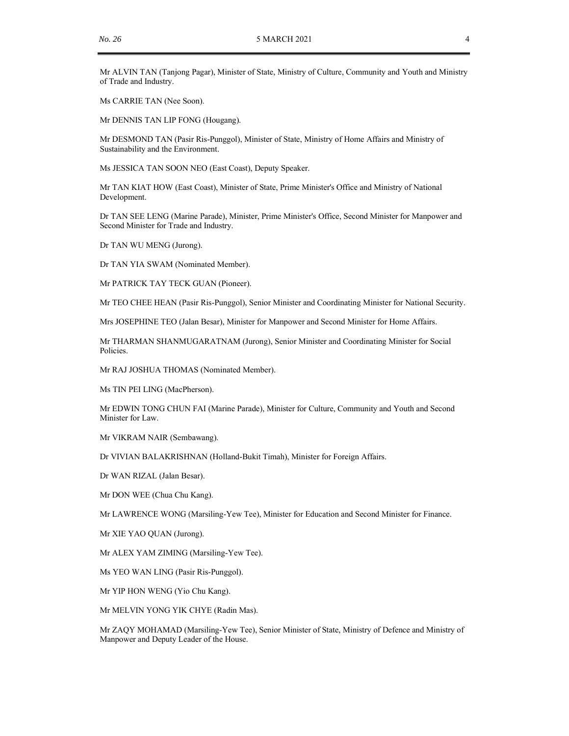Mr ALVIN TAN (Tanjong Pagar), Minister of State, Ministry of Culture, Community and Youth and Ministry of Trade and Industry.

Ms CARRIE TAN (Nee Soon).

Mr DENNIS TAN LIP FONG (Hougang).

Mr DESMOND TAN (Pasir Ris-Punggol), Minister of State, Ministry of Home Affairs and Ministry of Sustainability and the Environment.

Ms JESSICA TAN SOON NEO (East Coast), Deputy Speaker.

Mr TAN KIAT HOW (East Coast), Minister of State, Prime Minister's Office and Ministry of National Development.

Dr TAN SEE LENG (Marine Parade), Minister, Prime Minister's Office, Second Minister for Manpower and Second Minister for Trade and Industry.

Dr TAN WU MENG (Jurong).

Dr TAN YIA SWAM (Nominated Member).

Mr PATRICK TAY TECK GUAN (Pioneer).

Mr TEO CHEE HEAN (Pasir Ris-Punggol), Senior Minister and Coordinating Minister for National Security.

Mrs JOSEPHINE TEO (Jalan Besar), Minister for Manpower and Second Minister for Home Affairs.

Mr THARMAN SHANMUGARATNAM (Jurong), Senior Minister and Coordinating Minister for Social Policies.

Mr RAJ JOSHUA THOMAS (Nominated Member).

Ms TIN PEI LING (MacPherson).

Mr EDWIN TONG CHUN FAI (Marine Parade), Minister for Culture, Community and Youth and Second Minister for Law.

Mr VIKRAM NAIR (Sembawang).

Dr VIVIAN BALAKRISHNAN (Holland-Bukit Timah), Minister for Foreign Affairs.

Dr WAN RIZAL (Jalan Besar).

Mr DON WEE (Chua Chu Kang).

Mr LAWRENCE WONG (Marsiling-Yew Tee), Minister for Education and Second Minister for Finance.

Mr XIE YAO QUAN (Jurong).

Mr ALEX YAM ZIMING (Marsiling-Yew Tee).

Ms YEO WAN LING (Pasir Ris-Punggol).

Mr YIP HON WENG (Yio Chu Kang).

Mr MELVIN YONG YIK CHYE (Radin Mas).

Mr ZAQY MOHAMAD (Marsiling-Yew Tee), Senior Minister of State, Ministry of Defence and Ministry of Manpower and Deputy Leader of the House.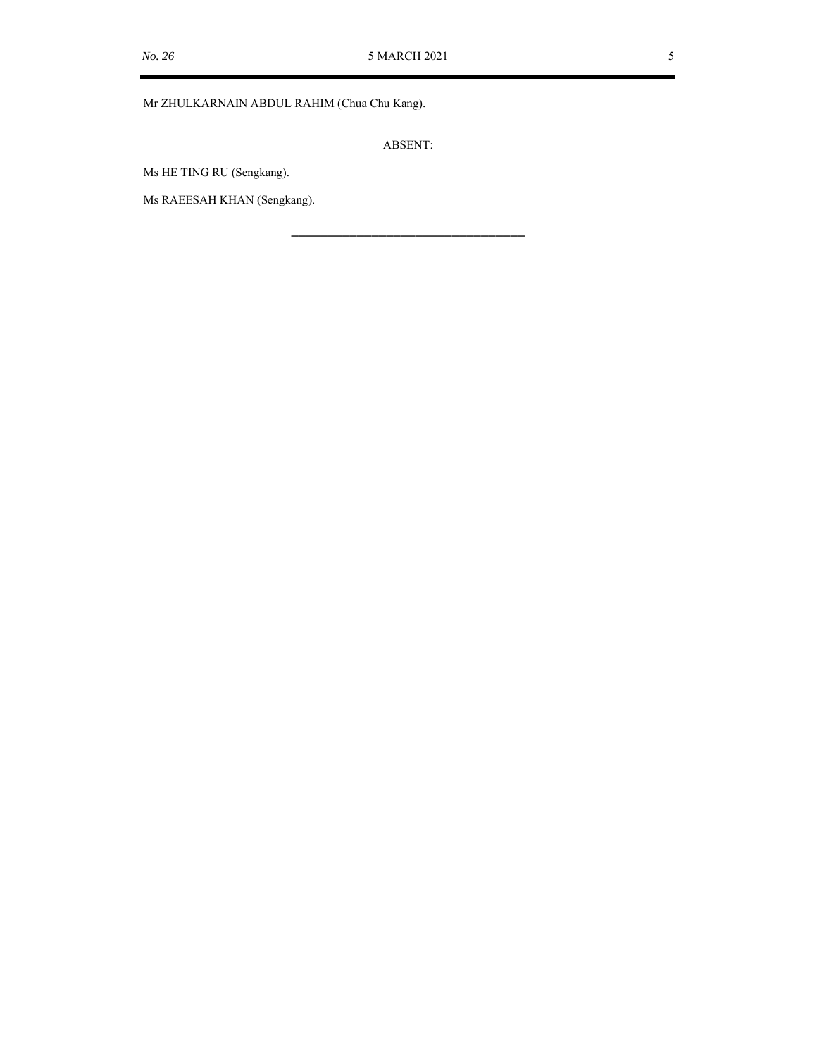Mr ZHULKARNAIN ABDUL RAHIM (Chua Chu Kang).

ABSENT:

Ms HE TING RU (Sengkang).

Ms RAEESAH KHAN (Sengkang).

---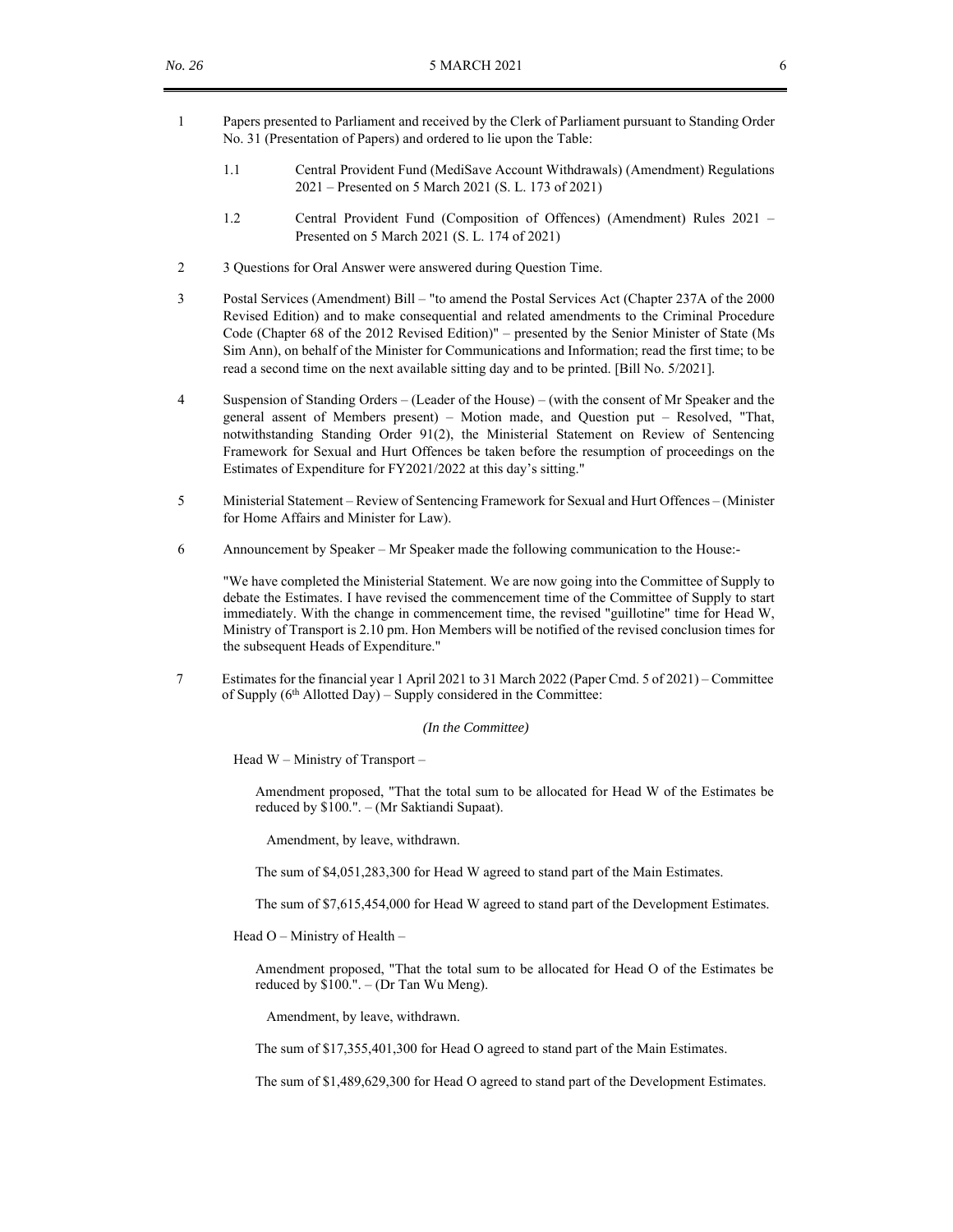1 Papers presented to Parliament and received by the Clerk of Parliament pursuant to Standing Order No. 31 (Presentation of Papers) and ordered to lie upon the Table:

1.1 Central Provident Fund (MediSave Account Withdrawals) (Amendment) Regulations 2021 – Presented on 5 March 2021 (S. L. 173 of 2021)

1.2 Central Provident Fund (Composition of Offences) (Amendment) Rules 2021 – Presented on 5 March 2021 (S. L. 174 of 2021)

2 3 Questions for Oral Answer were answered during Question Time.

3 Postal Services (Amendment) Bill – "to amend the Postal Services Act (Chapter 237A of the 2000 Revised Edition) and to make consequential and related amendments to the Criminal Procedure Code (Chapter 68 of the 2012 Revised Edition)" – presented by the Senior Minister of State (Ms Sim Ann), on behalf of the Minister for Communications and Information; read the first time; to be read a second time on the next available sitting day and to be printed. [Bill No. 5/2021].

4 Suspension of Standing Orders – (Leader of the House) – (with the consent of Mr Speaker and the general assent of Members present) – Motion made, and Question put – Resolved, "That, notwithstanding Standing Order 91(2), the Ministerial Statement on Review of Sentencing Framework for Sexual and Hurt Offences be taken before the resumption of proceedings on the Estimates of Expenditure for FY2021/2022 at this day's sitting."

5 Ministerial Statement – Review of Sentencing Framework for Sexual and Hurt Offences – (Minister for Home Affairs and Minister for Law).

6 Announcement by Speaker – Mr Speaker made the following communication to the House:-

"We have completed the Ministerial Statement. We are now going into the Committee of Supply to debate the Estimates. I have revised the commencement time of the Committee of Supply to start immediately. With the change in commencement time, the revised "guillotine" time for Head W, Ministry of Transport is 2.10 pm. Hon Members will be notified of the revised conclusion times for the subsequent Heads of Expenditure."

7 Estimates for the financial year 1 April 2021 to 31 March 2022 (Paper Cmd. 5 of 2021) – Committee of Supply (6th Allotted Day) – Supply considered in the Committee:

*(In the Committee)*

Head W – Ministry of Transport –

Amendment proposed, "That the total sum to be allocated for Head W of the Estimates be reduced by $100.". – (Mr Saktiandi Supaat).

Amendment, by leave, withdrawn.

The sum of $4,051,283,300 for Head W agreed to stand part of the Main Estimates.

The sum of $7,615,454,000 for Head W agreed to stand part of the Development Estimates.

Head O – Ministry of Health –

Amendment proposed, "That the total sum to be allocated for Head O of the Estimates be reduced by $100.". – (Dr Tan Wu Meng).

Amendment, by leave, withdrawn.

The sum of $17,355,401,300 for Head O agreed to stand part of the Main Estimates.

The sum of $1,489,629,300 for Head O agreed to stand part of the Development Estimates.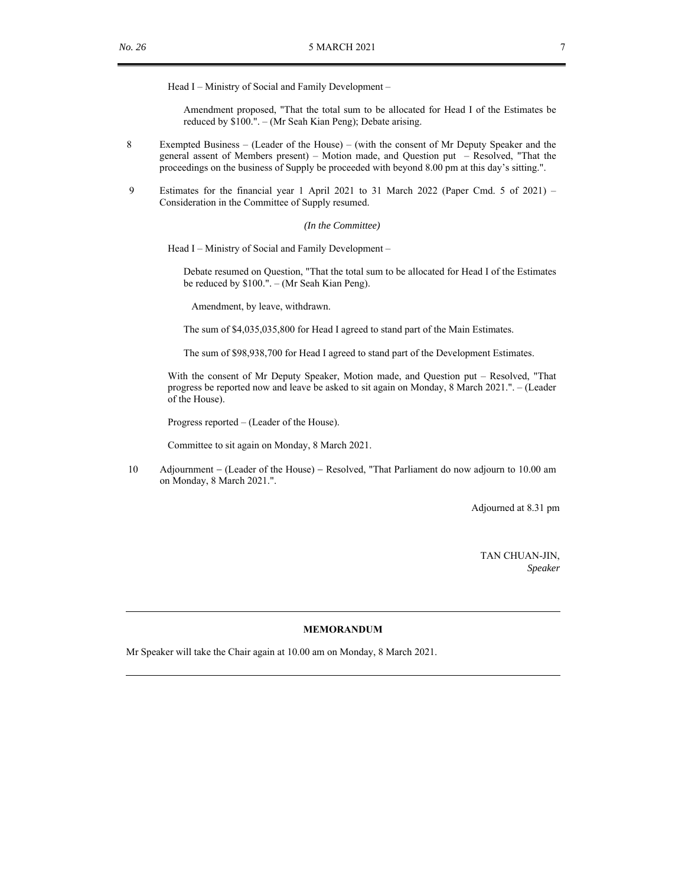Head I – Ministry of Social and Family Development –

Amendment proposed, "That the total sum to be allocated for Head I of the Estimates be reduced by $100.". – (Mr Seah Kian Peng); Debate arising.

8 Exempted Business – (Leader of the House) – (with the consent of Mr Deputy Speaker and the general assent of Members present) – Motion made, and Question put – Resolved, "That the proceedings on the business of Supply be proceeded with beyond 8.00 pm at this day's sitting.".

9 Estimates for the financial year 1 April 2021 to 31 March 2022 (Paper Cmd. 5 of 2021) – Consideration in the Committee of Supply resumed.

*(In the Committee)*

Head I – Ministry of Social and Family Development –

Debate resumed on Question, "That the total sum to be allocated for Head I of the Estimates be reduced by $100.". – (Mr Seah Kian Peng).

Amendment, by leave, withdrawn.

The sum of $4,035,035,800 for Head I agreed to stand part of the Main Estimates.

The sum of $98,938,700 for Head I agreed to stand part of the Development Estimates.

With the consent of Mr Deputy Speaker, Motion made, and Question put – Resolved, "That progress be reported now and leave be asked to sit again on Monday, 8 March 2021.". – (Leader of the House).

Progress reported – (Leader of the House).

Committee to sit again on Monday, 8 March 2021.

10 Adjournment – (Leader of the House) – Resolved, "That Parliament do now adjourn to 10.00 am on Monday, 8 March 2021.".

Adjourned at 8.31 pm

TAN CHUAN-JIN,
*Speaker*

---

**MEMORANDUM**

Mr Speaker will take the Chair again at 10.00 am on Monday, 8 March 2021.

---